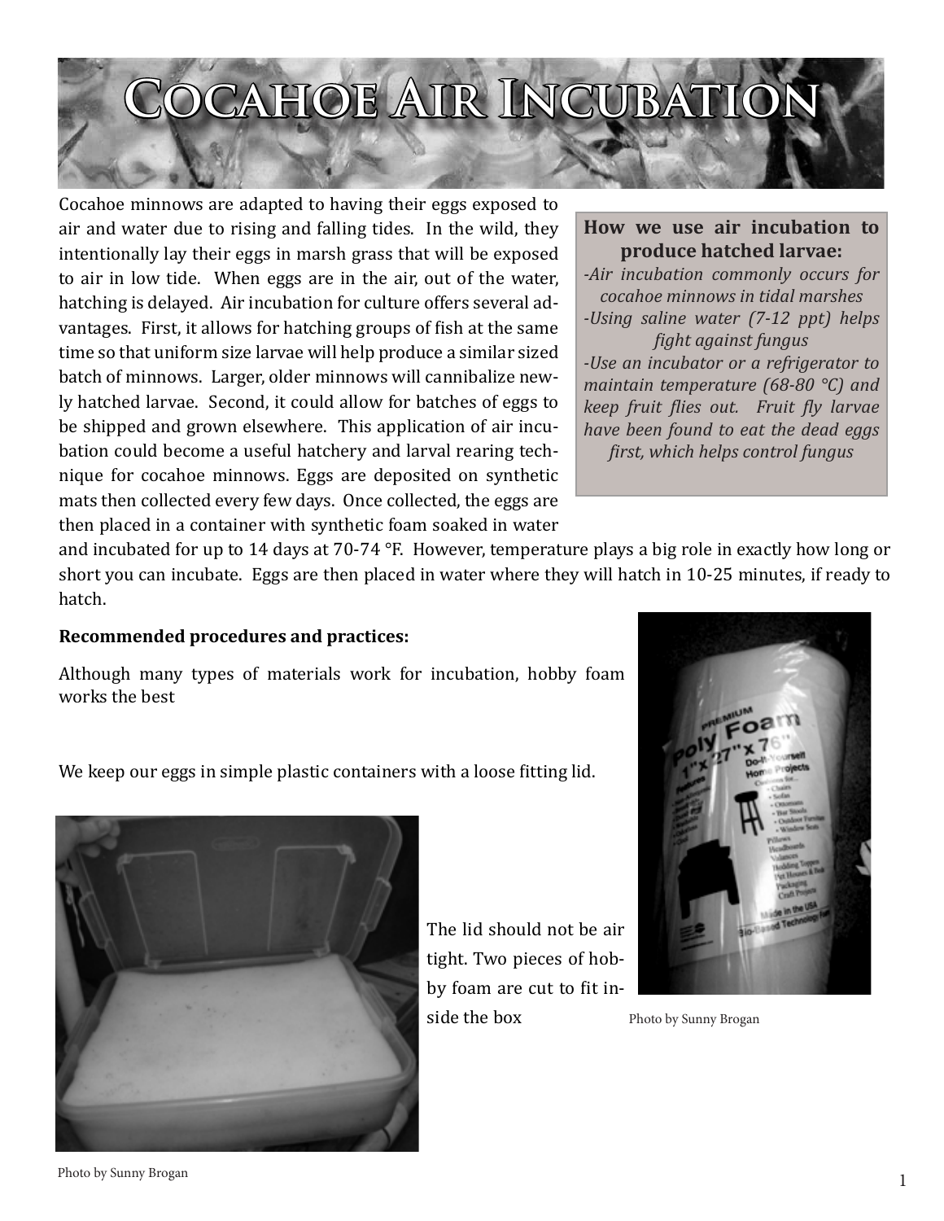# Cocahoe Air Incubation

Cocahoe minnows are adapted to having their eggs exposed to air and water due to rising and falling tides. In the wild, they intentionally lay their eggs in marsh grass that will be exposed to air in low tide. When eggs are in the air, out of the water, hatching is delayed. Air incubation for culture offers several advantages. First, it allows for hatching groups of fish at the same time so that uniform size larvae will help produce a similar sized batch of minnows. Larger, older minnows will cannibalize newly hatched larvae. Second, it could allow for batches of eggs to be shipped and grown elsewhere. This application of air incubation could become a useful hatchery and larval rearing technique for cocahoe minnows. Eggs are deposited on synthetic mats then collected every few days. Once collected, the eggs are then placed in a container with synthetic foam soaked in water and incubated for up to 14 days at 70-74 °F. However, temperature plays a big role in exactly how long or short you can incubate. Eggs are then placed in water where they will hatch in 10-25 minutes, if ready to hatch.

**How we use air incubation to produce hatched larvae:**

*-Air incubation commonly occurs for cocahoe minnows in tidal marshes*
*-Using saline water (7-12 ppt) helps fight against fungus*
*-Use an incubator or a refrigerator to maintain temperature (68-80 °C) and keep fruit flies out. Fruit fly larvae have been found to eat the dead eggs first, which helps control fungus*

**Recommended procedures and practices:**

Although many types of materials work for incubation, hobby foam works the best

Photo by Sunny Brogan

We keep our eggs in simple plastic containers with a loose fitting lid.

The lid should not be air tight. Two pieces of hobby foam are cut to fit inside the box

Photo by Sunny Brogan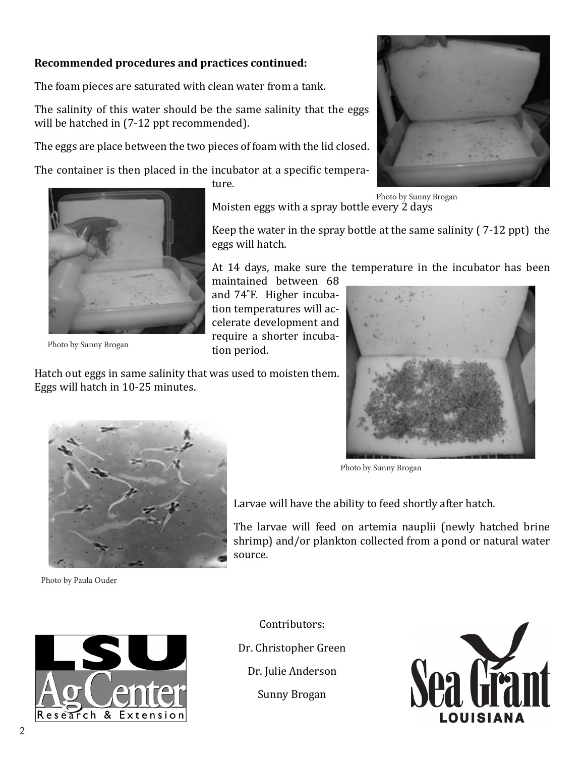**Recommended procedures and practices continued:**

The foam pieces are saturated with clean water from a tank.

The salinity of this water should be the same salinity that the eggs will be hatched in (7-12 ppt recommended).

The eggs are place between the two pieces of foam with the lid closed.

The container is then placed in the incubator at a specific temperature.

Photo by Sunny Brogan

Moisten eggs with a spray bottle every 2 days

Keep the water in the spray bottle at the same salinity ( 7-12 ppt) the eggs will hatch.

Photo by Sunny Brogan

At 14 days, make sure the temperature in the incubator has been maintained between 68 and 74˚F. Higher incubation temperatures will accelerate development and require a shorter incubation period.

Hatch out eggs in same salinity that was used to moisten them. Eggs will hatch in 10-25 minutes.

Photo by Sunny Brogan

Larvae will have the ability to feed shortly after hatch.

The larvae will feed on artemia nauplii (newly hatched brine shrimp) and/or plankton collected from a pond or natural water source.

Photo by Paula Ouder

Contributors:

Dr. Christopher Green

Dr. Julie Anderson

Sunny Brogan

LSU AgCenter Research & Extension

Sea Grant LOUISIANA